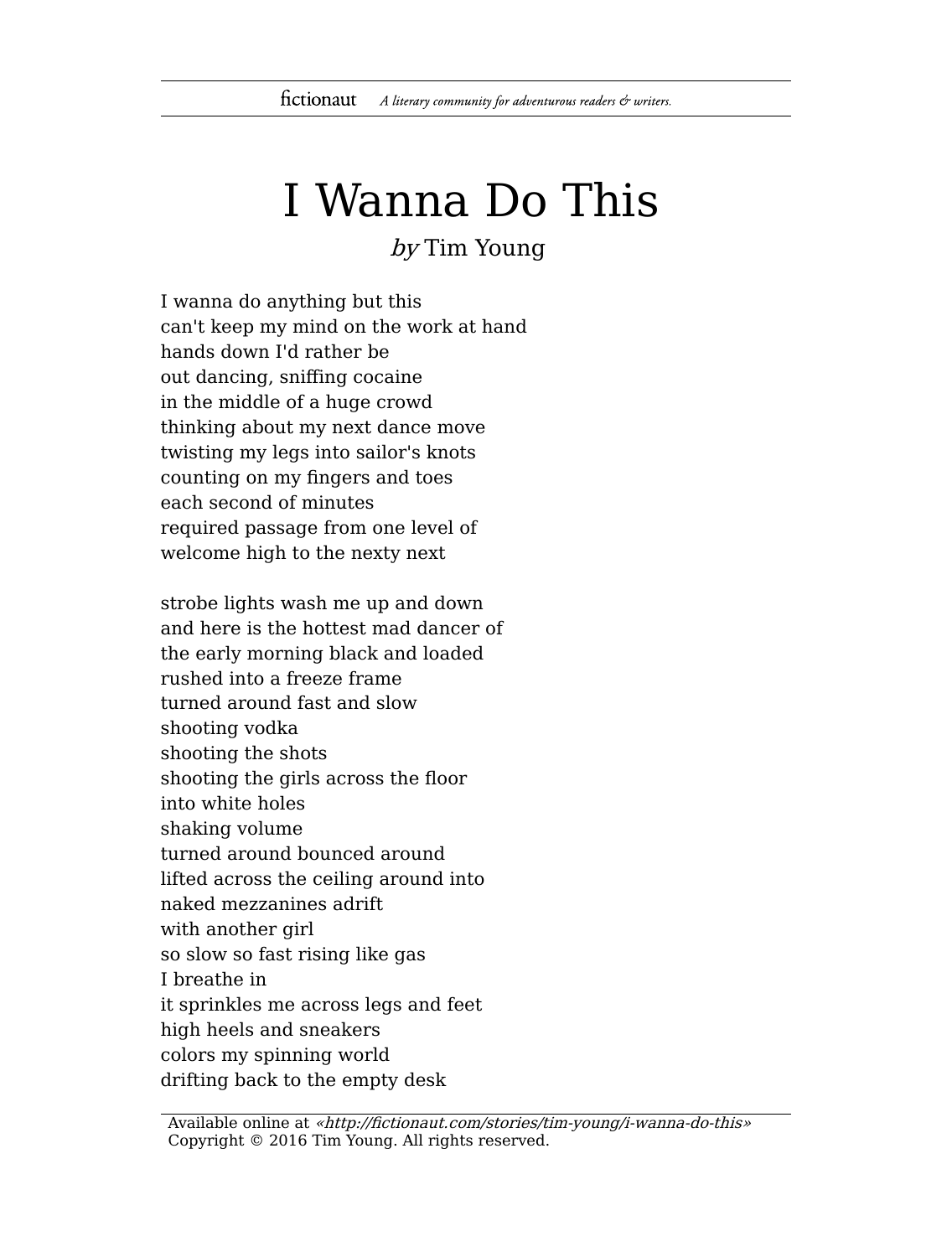# I Wanna Do This

*by* Tim Young

I wanna do anything but this  
can't keep my mind on the work at hand  
hands down I'd rather be  
out dancing, sniffing cocaine  
in the middle of a huge crowd  
thinking about my next dance move  
twisting my legs into sailor's knots  
counting on my fingers and toes  
each second of minutes  
required passage from one level of  
welcome high to the nexty next

strobe lights wash me up and down  
and here is the hottest mad dancer of  
the early morning black and loaded  
rushed into a freeze frame  
turned around fast and slow  
shooting vodka  
shooting the shots  
shooting the girls across the floor  
into white holes  
shaking volume  
turned around bounced around  
lifted across the ceiling around into  
naked mezzanines adrift  
with another girl  
so slow so fast rising like gas  
I breathe in  
it sprinkles me across legs and feet  
high heels and sneakers  
colors my spinning world  
drifting back to the empty desk

Available online at *«http://fictionaut.com/stories/tim-young/i-wanna-do-this»*  
Copyright © 2016 Tim Young. All rights reserved.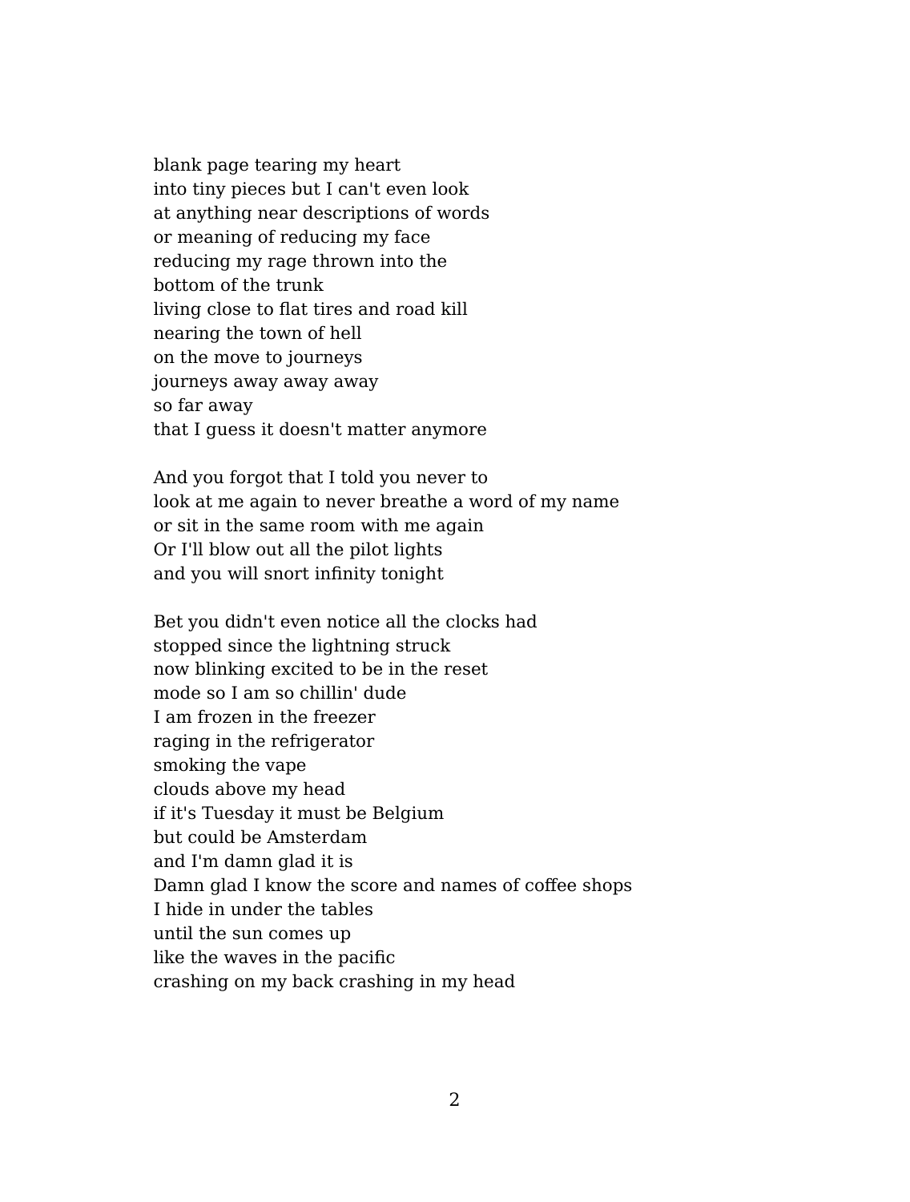blank page tearing my heart  
into tiny pieces but I can't even look  
at anything near descriptions of words  
or meaning of reducing my face  
reducing my rage thrown into the  
bottom of the trunk  
living close to flat tires and road kill  
nearing the town of hell  
on the move to journeys  
journeys away away away  
so far away  
that I guess it doesn't matter anymore

And you forgot that I told you never to  
look at me again to never breathe a word of my name  
or sit in the same room with me again  
Or I'll blow out all the pilot lights  
and you will snort infinity tonight

Bet you didn't even notice all the clocks had  
stopped since the lightning struck  
now blinking excited to be in the reset  
mode so I am so chillin' dude  
I am frozen in the freezer  
raging in the refrigerator  
smoking the vape  
clouds above my head  
if it's Tuesday it must be Belgium  
but could be Amsterdam  
and I'm damn glad it is  
Damn glad I know the score and names of coffee shops  
I hide in under the tables  
until the sun comes up  
like the waves in the pacific  
crashing on my back crashing in my head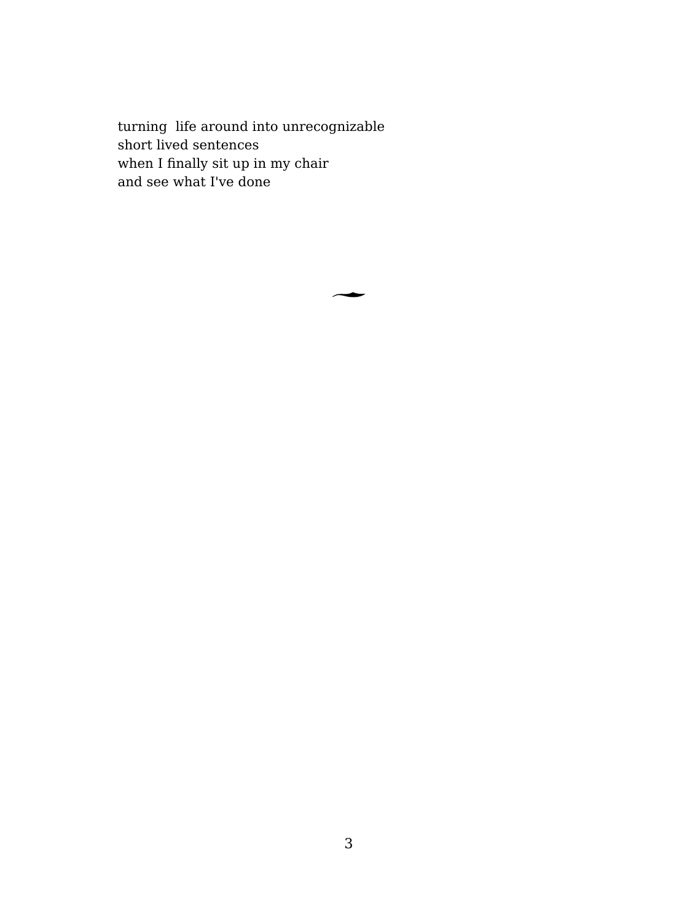turning  life around into unrecognizable  
short lived sentences  
when I finally sit up in my chair  
and see what I've done